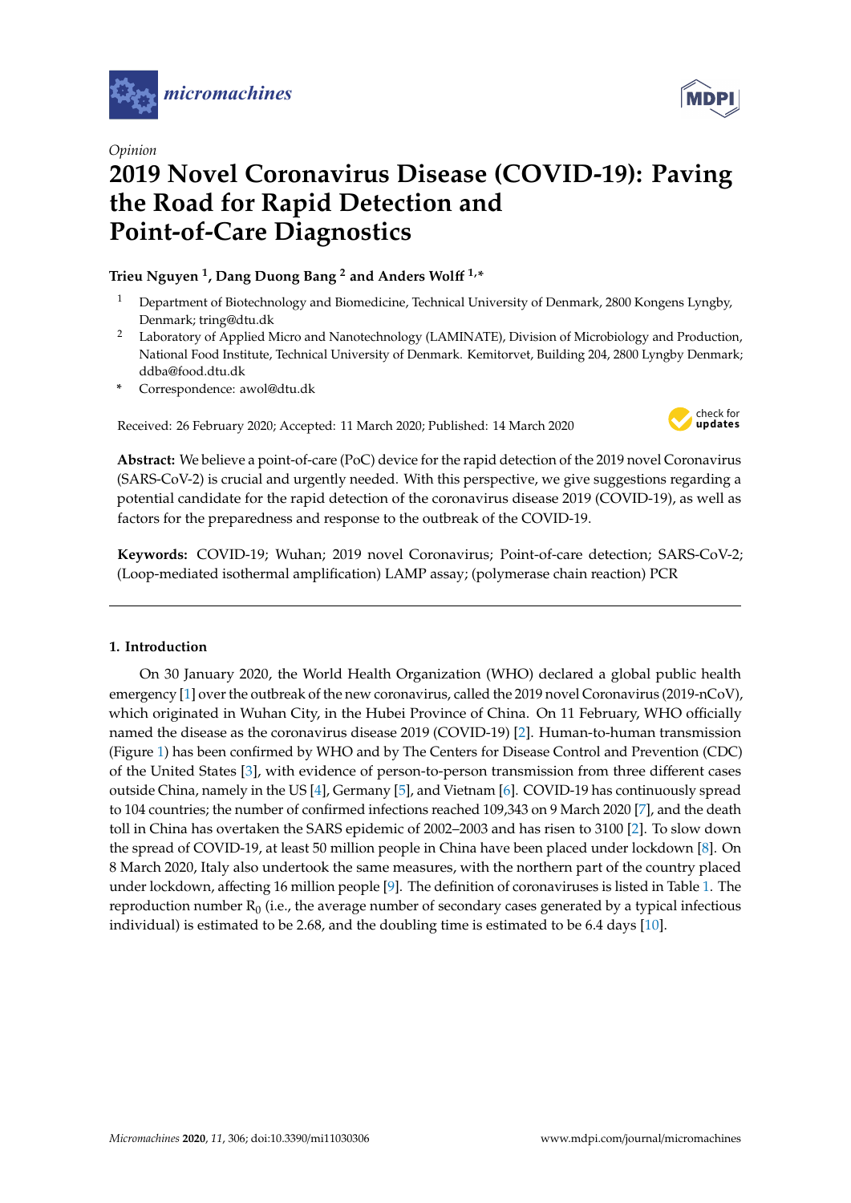*Opinion*

# 2019 Novel Coronavirus Disease (COVID-19): Paving the Road for Rapid Detection and Point-of-Care Diagnostics

**Trieu Nguyen [1], Dang Duong Bang [2] and Anders Wolff [1,*]**

[1] Department of Biotechnology and Biomedicine, Technical University of Denmark, 2800 Kongens Lyngby, Denmark; tring@dtu.dk

[2] Laboratory of Applied Micro and Nanotechnology (LAMINATE), Division of Microbiology and Production, National Food Institute, Technical University of Denmark. Kemitorvet, Building 204, 2800 Lyngby Denmark; ddba@food.dtu.dk

[*] Correspondence: awol@dtu.dk

Received: 26 February 2020; Accepted: 11 March 2020; Published: 14 March 2020

**Abstract:** We believe a point-of-care (PoC) device for the rapid detection of the 2019 novel Coronavirus (SARS-CoV-2) is crucial and urgently needed. With this perspective, we give suggestions regarding a potential candidate for the rapid detection of the coronavirus disease 2019 (COVID-19), as well as factors for the preparedness and response to the outbreak of the COVID-19.

**Keywords:** COVID-19; Wuhan; 2019 novel Coronavirus; Point-of-care detection; SARS-CoV-2; (Loop-mediated isothermal amplification) LAMP assay; (polymerase chain reaction) PCR

## 1. Introduction

On 30 January 2020, the World Health Organization (WHO) declared a global public health emergency [1] over the outbreak of the new coronavirus, called the 2019 novel Coronavirus (2019-nCoV), which originated in Wuhan City, in the Hubei Province of China. On 11 February, WHO officially named the disease as the coronavirus disease 2019 (COVID-19) [2]. Human-to-human transmission (Figure 1) has been confirmed by WHO and by The Centers for Disease Control and Prevention (CDC) of the United States [3], with evidence of person-to-person transmission from three different cases outside China, namely in the US [4], Germany [5], and Vietnam [6]. COVID-19 has continuously spread to 104 countries; the number of confirmed infections reached 109,343 on 9 March 2020 [7], and the death toll in China has overtaken the SARS epidemic of 2002–2003 and has risen to 3100 [2]. To slow down the spread of COVID-19, at least 50 million people in China have been placed under lockdown [8]. On 8 March 2020, Italy also undertook the same measures, with the northern part of the country placed under lockdown, affecting 16 million people [9]. The definition of coronaviruses is listed in Table 1. The reproduction number $R_0$ (i.e., the average number of secondary cases generated by a typical infectious individual) is estimated to be 2.68, and the doubling time is estimated to be 6.4 days [10].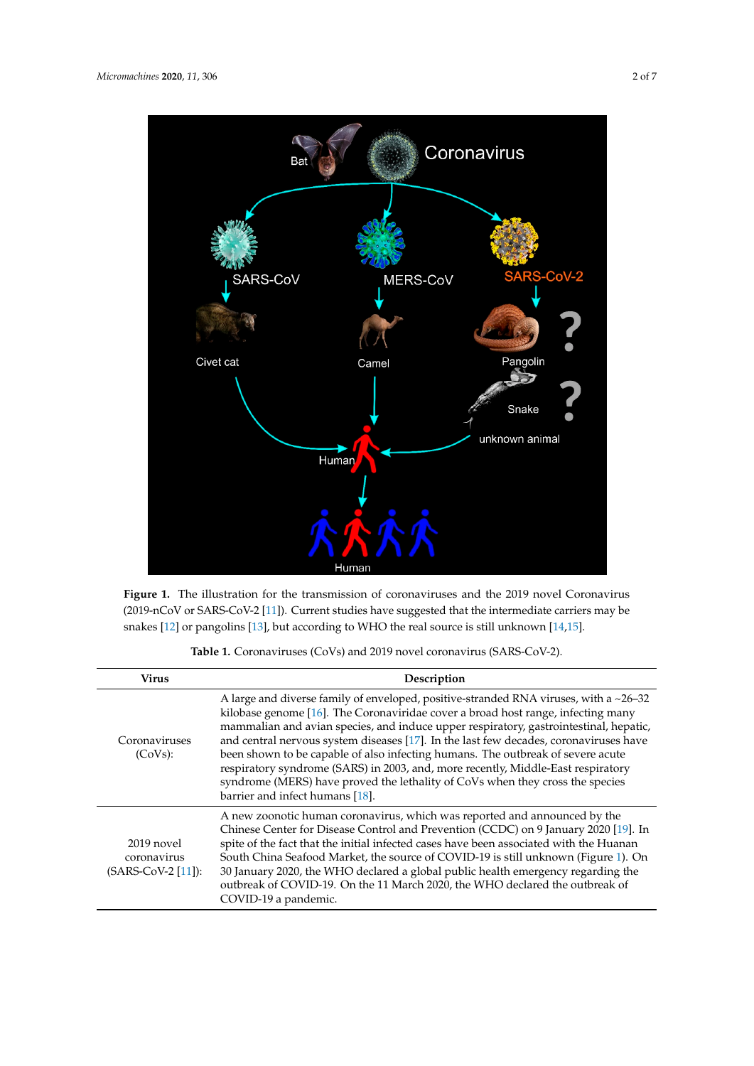Coronavirus

Bat

SARS-CoV

MERS-CoV

SARS-CoV-2

Civet cat

Camel

Pangolin

?

Snake

?

unknown animal

Human

Human

**Figure 1.** The illustration for the transmission of coronaviruses and the 2019 novel Coronavirus (2019-nCoV or SARS-CoV-2 [11]). Current studies have suggested that the intermediate carriers may be snakes [12] or pangolins [13], but according to WHO the real source is still unknown [14,15].

**Table 1.** Coronaviruses (CoVs) and 2019 novel coronavirus (SARS-CoV-2).

| Virus | Description |
|---|---|
| Coronaviruses (CoVs): | A large and diverse family of enveloped, positive-stranded RNA viruses, with a ~26–32 kilobase genome [16]. The Coronaviridae cover a broad host range, infecting many mammalian and avian species, and induce upper respiratory, gastrointestinal, hepatic, and central nervous system diseases [17]. In the last few decades, coronaviruses have been shown to be capable of also infecting humans. The outbreak of severe acute respiratory syndrome (SARS) in 2003, and, more recently, Middle-East respiratory syndrome (MERS) have proved the lethality of CoVs when they cross the species barrier and infect humans [18]. |
| 2019 novel coronavirus (SARS-CoV-2 [11]): | A new zoonotic human coronavirus, which was reported and announced by the Chinese Center for Disease Control and Prevention (CCDC) on 9 January 2020 [19]. In spite of the fact that the initial infected cases have been associated with the Huanan South China Seafood Market, the source of COVID-19 is still unknown (Figure 1). On 30 January 2020, the WHO declared a global public health emergency regarding the outbreak of COVID-19. On the 11 March 2020, the WHO declared the outbreak of COVID-19 a pandemic. |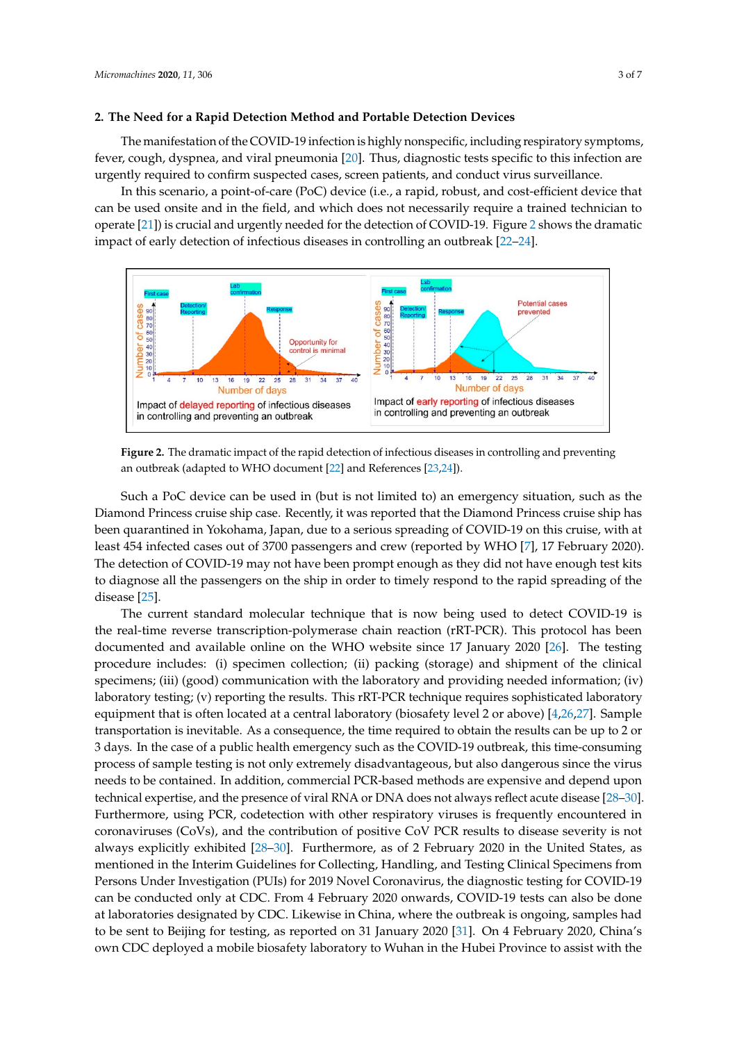## 2. The Need for a Rapid Detection Method and Portable Detection Devices

The manifestation of the COVID-19 infection is highly nonspecific, including respiratory symptoms, fever, cough, dyspnea, and viral pneumonia [20]. Thus, diagnostic tests specific to this infection are urgently required to confirm suspected cases, screen patients, and conduct virus surveillance.

In this scenario, a point-of-care (PoC) device (i.e., a rapid, robust, and cost-efficient device that can be used onsite and in the field, and which does not necessarily require a trained technician to operate [21]) is crucial and urgently needed for the detection of COVID-19. Figure 2 shows the dramatic impact of early detection of infectious diseases in controlling an outbreak [22–24].

First case
Lab confirmation
Detection/ Reporting
Response
Opportunity for control is minimal
Number of cases
0 10 20 30 40 50 60 70 80 90
1 4 7 10 13 16 19 22 25 28 31 34 37 40
Number of days
Impact of delayed reporting of infectious diseases in controlling and preventing an outbreak

First case
Lab confirmation
Detection/ Reporting
Response
Potential cases prevented
Number of cases
0 10 20 30 40 50 60 70 80 90
1 4 7 10 13 16 19 22 25 28 31 34 37 40
Number of days
Impact of early reporting of infectious diseases in controlling and preventing an outbreak

**Figure 2.** The dramatic impact of the rapid detection of infectious diseases in controlling and preventing an outbreak (adapted to WHO document [22] and References [23,24]).

Such a PoC device can be used in (but is not limited to) an emergency situation, such as the Diamond Princess cruise ship case. Recently, it was reported that the Diamond Princess cruise ship has been quarantined in Yokohama, Japan, due to a serious spreading of COVID-19 on this cruise, with at least 454 infected cases out of 3700 passengers and crew (reported by WHO [7], 17 February 2020). The detection of COVID-19 may not have been prompt enough as they did not have enough test kits to diagnose all the passengers on the ship in order to timely respond to the rapid spreading of the disease [25].

The current standard molecular technique that is now being used to detect COVID-19 is the real-time reverse transcription-polymerase chain reaction (rRT-PCR). This protocol has been documented and available online on the WHO website since 17 January 2020 [26]. The testing procedure includes: (i) specimen collection; (ii) packing (storage) and shipment of the clinical specimens; (iii) (good) communication with the laboratory and providing needed information; (iv) laboratory testing; (v) reporting the results. This rRT-PCR technique requires sophisticated laboratory equipment that is often located at a central laboratory (biosafety level 2 or above) [4,26,27]. Sample transportation is inevitable. As a consequence, the time required to obtain the results can be up to 2 or 3 days. In the case of a public health emergency such as the COVID-19 outbreak, this time-consuming process of sample testing is not only extremely disadvantageous, but also dangerous since the virus needs to be contained. In addition, commercial PCR-based methods are expensive and depend upon technical expertise, and the presence of viral RNA or DNA does not always reflect acute disease [28–30]. Furthermore, using PCR, codetection with other respiratory viruses is frequently encountered in coronaviruses (CoVs), and the contribution of positive CoV PCR results to disease severity is not always explicitly exhibited [28–30]. Furthermore, as of 2 February 2020 in the United States, as mentioned in the Interim Guidelines for Collecting, Handling, and Testing Clinical Specimens from Persons Under Investigation (PUIs) for 2019 Novel Coronavirus, the diagnostic testing for COVID-19 can be conducted only at CDC. From 4 February 2020 onwards, COVID-19 tests can also be done at laboratories designated by CDC. Likewise in China, where the outbreak is ongoing, samples had to be sent to Beijing for testing, as reported on 31 January 2020 [31]. On 4 February 2020, China's own CDC deployed a mobile biosafety laboratory to Wuhan in the Hubei Province to assist with the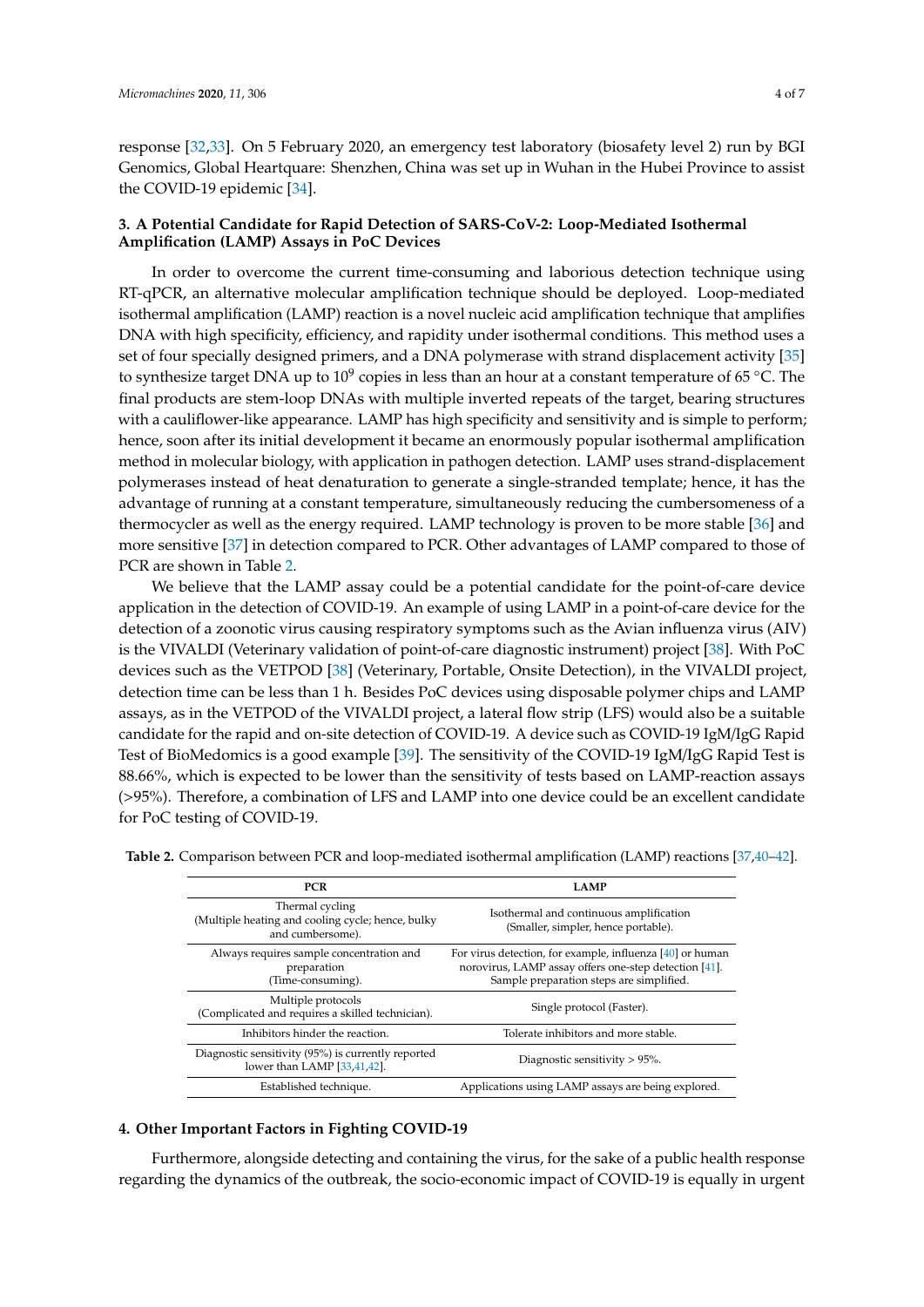response [32,33]. On 5 February 2020, an emergency test laboratory (biosafety level 2) run by BGI Genomics, Global Heartquare: Shenzhen, China was set up in Wuhan in the Hubei Province to assist the COVID-19 epidemic [34].

## 3. A Potential Candidate for Rapid Detection of SARS-CoV-2: Loop-Mediated Isothermal Amplification (LAMP) Assays in PoC Devices

In order to overcome the current time-consuming and laborious detection technique using RT-qPCR, an alternative molecular amplification technique should be deployed. Loop-mediated isothermal amplification (LAMP) reaction is a novel nucleic acid amplification technique that amplifies DNA with high specificity, efficiency, and rapidity under isothermal conditions. This method uses a set of four specially designed primers, and a DNA polymerase with strand displacement activity [35] to synthesize target DNA up to $10^9$ copies in less than an hour at a constant temperature of 65 °C. The final products are stem-loop DNAs with multiple inverted repeats of the target, bearing structures with a cauliflower-like appearance. LAMP has high specificity and sensitivity and is simple to perform; hence, soon after its initial development it became an enormously popular isothermal amplification method in molecular biology, with application in pathogen detection. LAMP uses strand-displacement polymerases instead of heat denaturation to generate a single-stranded template; hence, it has the advantage of running at a constant temperature, simultaneously reducing the cumbersomeness of a thermocycler as well as the energy required. LAMP technology is proven to be more stable [36] and more sensitive [37] in detection compared to PCR. Other advantages of LAMP compared to those of PCR are shown in Table 2.

We believe that the LAMP assay could be a potential candidate for the point-of-care device application in the detection of COVID-19. An example of using LAMP in a point-of-care device for the detection of a zoonotic virus causing respiratory symptoms such as the Avian influenza virus (AIV) is the VIVALDI (Veterinary validation of point-of-care diagnostic instrument) project [38]. With PoC devices such as the VETPOD [38] (Veterinary, Portable, Onsite Detection), in the VIVALDI project, detection time can be less than 1 h. Besides PoC devices using disposable polymer chips and LAMP assays, as in the VETPOD of the VIVALDI project, a lateral flow strip (LFS) would also be a suitable candidate for the rapid and on-site detection of COVID-19. A device such as COVID-19 IgM/IgG Rapid Test of BioMedomics is a good example [39]. The sensitivity of the COVID-19 IgM/IgG Rapid Test is 88.66%, which is expected to be lower than the sensitivity of tests based on LAMP-reaction assays (>95%). Therefore, a combination of LFS and LAMP into one device could be an excellent candidate for PoC testing of COVID-19.

**Table 2.** Comparison between PCR and loop-mediated isothermal amplification (LAMP) reactions [37,40–42].

| PCR | LAMP |
|---|---|
| Thermal cycling (Multiple heating and cooling cycle; hence, bulky and cumbersome). | Isothermal and continuous amplification (Smaller, simpler, hence portable). |
| Always requires sample concentration and preparation (Time-consuming). | For virus detection, for example, influenza [40] or human norovirus, LAMP assay offers one-step detection [41]. Sample preparation steps are simplified. |
| Multiple protocols (Complicated and requires a skilled technician). | Single protocol (Faster). |
| Inhibitors hinder the reaction. | Tolerate inhibitors and more stable. |
| Diagnostic sensitivity (95%) is currently reported lower than LAMP [33,41,42]. | Diagnostic sensitivity > 95%. |
| Established technique. | Applications using LAMP assays are being explored. |

## 4. Other Important Factors in Fighting COVID-19

Furthermore, alongside detecting and containing the virus, for the sake of a public health response regarding the dynamics of the outbreak, the socio-economic impact of COVID-19 is equally in urgent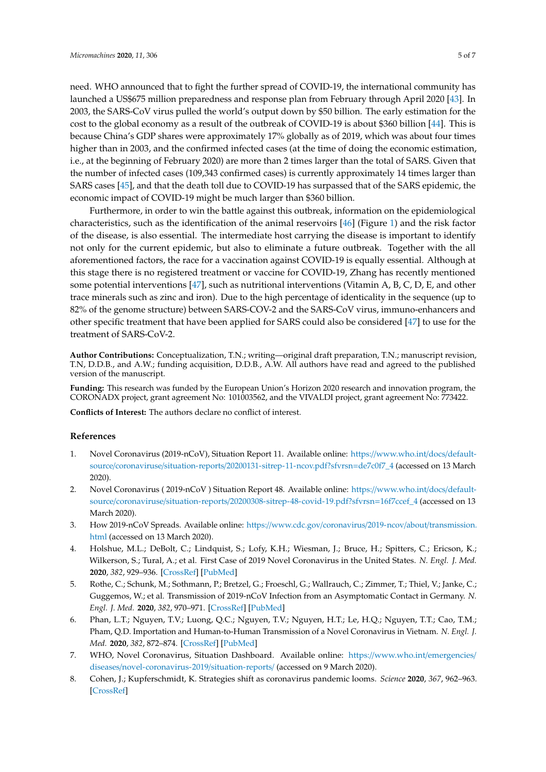need. WHO announced that to fight the further spread of COVID-19, the international community has launched a US$675 million preparedness and response plan from February through April 2020 [43]. In 2003, the SARS-CoV virus pulled the world's output down by $50 billion. The early estimation for the cost to the global economy as a result of the outbreak of COVID-19 is about $360 billion [44]. This is because China's GDP shares were approximately 17% globally as of 2019, which was about four times higher than in 2003, and the confirmed infected cases (at the time of doing the economic estimation, i.e., at the beginning of February 2020) are more than 2 times larger than the total of SARS. Given that the number of infected cases (109,343 confirmed cases) is currently approximately 14 times larger than SARS cases [45], and that the death toll due to COVID-19 has surpassed that of the SARS epidemic, the economic impact of COVID-19 might be much larger than $360 billion.

Furthermore, in order to win the battle against this outbreak, information on the epidemiological characteristics, such as the identification of the animal reservoirs [46] (Figure 1) and the risk factor of the disease, is also essential. The intermediate host carrying the disease is important to identify not only for the current epidemic, but also to eliminate a future outbreak. Together with the all aforementioned factors, the race for a vaccination against COVID-19 is equally essential. Although at this stage there is no registered treatment or vaccine for COVID-19, Zhang has recently mentioned some potential interventions [47], such as nutritional interventions (Vitamin A, B, C, D, E, and other trace minerals such as zinc and iron). Due to the high percentage of identicality in the sequence (up to 82% of the genome structure) between SARS-COV-2 and the SARS-CoV virus, immuno-enhancers and other specific treatment that have been applied for SARS could also be considered [47] to use for the treatment of SARS-CoV-2.

**Author Contributions:** Conceptualization, T.N.; writing—original draft preparation, T.N.; manuscript revision, T.N, D.D.B., and A.W.; funding acquisition, D.D.B., A.W. All authors have read and agreed to the published version of the manuscript.

**Funding:** This research was funded by the European Union's Horizon 2020 research and innovation program, the CORONADX project, grant agreement No: 101003562, and the VIVALDI project, grant agreement No: 773422.

**Conflicts of Interest:** The authors declare no conflict of interest.

## References

1. Novel Coronavirus (2019-nCoV), Situation Report 11. Available online: https://www.who.int/docs/default-source/coronaviruse/situation-reports/20200131-sitrep-11-ncov.pdf?sfvrsn=de7c0f7_4 (accessed on 13 March 2020).
2. Novel Coronavirus ( 2019-nCoV ) Situation Report 48. Available online: https://www.who.int/docs/default-source/coronaviruse/situation-reports/20200308-sitrep-48-covid-19.pdf?sfvrsn=16f7ccef_4 (accessed on 13 March 2020).
3. How 2019-nCoV Spreads. Available online: https://www.cdc.gov/coronavirus/2019-ncov/about/transmission.html (accessed on 13 March 2020).
4. Holshue, M.L.; DeBolt, C.; Lindquist, S.; Lofy, K.H.; Wiesman, J.; Bruce, H.; Spitters, C.; Ericson, K.; Wilkerson, S.; Tural, A.; et al. First Case of 2019 Novel Coronavirus in the United States. *N. Engl. J. Med.* **2020**, *382*, 929–936. [CrossRef] [PubMed]
5. Rothe, C.; Schunk, M.; Sothmann, P.; Bretzel, G.; Froeschl, G.; Wallrauch, C.; Zimmer, T.; Thiel, V.; Janke, C.; Guggemos, W.; et al. Transmission of 2019-nCoV Infection from an Asymptomatic Contact in Germany. *N. Engl. J. Med.* **2020**, *382*, 970–971. [CrossRef] [PubMed]
6. Phan, L.T.; Nguyen, T.V.; Luong, Q.C.; Nguyen, T.V.; Nguyen, H.T.; Le, H.Q.; Nguyen, T.T.; Cao, T.M.; Pham, Q.D. Importation and Human-to-Human Transmission of a Novel Coronavirus in Vietnam. *N. Engl. J. Med.* **2020**, *382*, 872–874. [CrossRef] [PubMed]
7. WHO, Novel Coronavirus, Situation Dashboard. Available online: https://www.who.int/emergencies/diseases/novel-coronavirus-2019/situation-reports/ (accessed on 9 March 2020).
8. Cohen, J.; Kupferschmidt, K. Strategies shift as coronavirus pandemic looms. *Science* **2020**, *367*, 962–963. [CrossRef]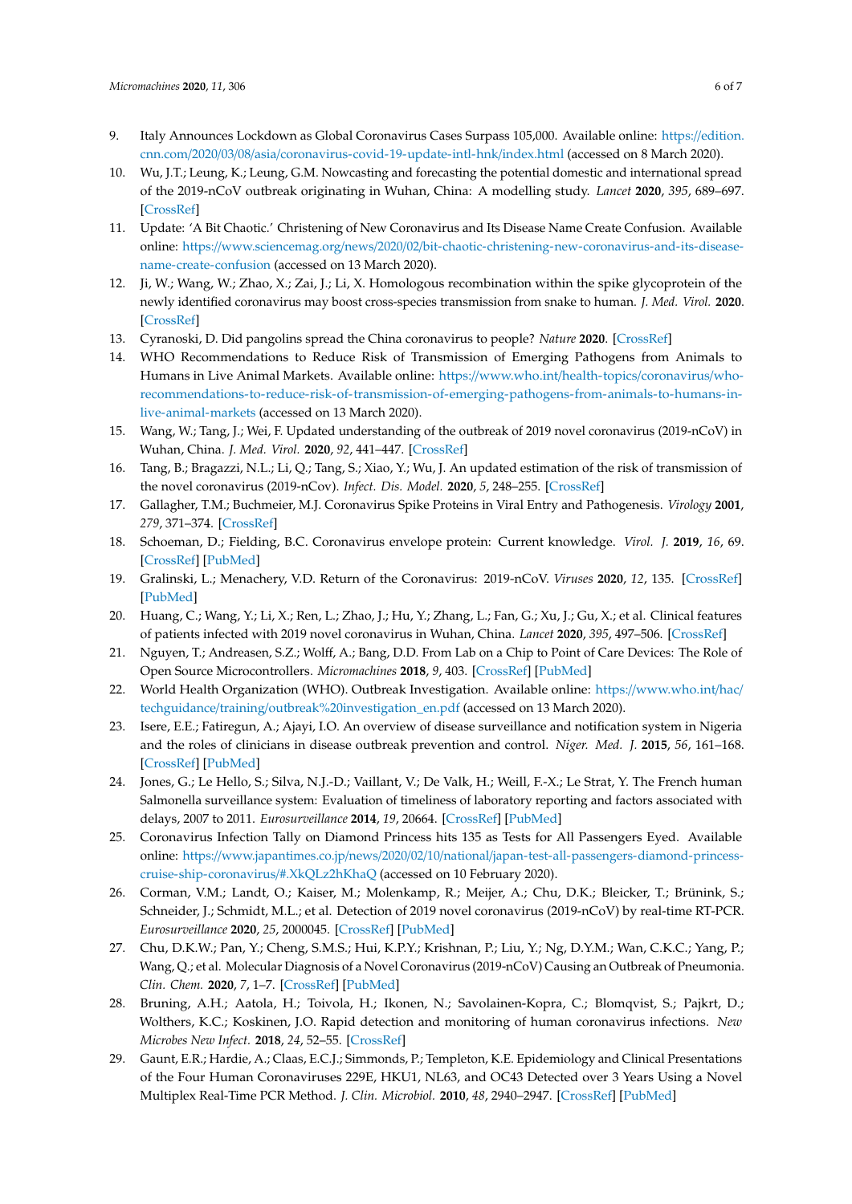9. Italy Announces Lockdown as Global Coronavirus Cases Surpass 105,000. Available online: https://edition.cnn.com/2020/03/08/asia/coronavirus-covid-19-update-intl-hnk/index.html (accessed on 8 March 2020).
10. Wu, J.T.; Leung, K.; Leung, G.M. Nowcasting and forecasting the potential domestic and international spread of the 2019-nCoV outbreak originating in Wuhan, China: A modelling study. *Lancet* **2020**, *395*, 689–697. [CrossRef]
11. Update: 'A Bit Chaotic.' Christening of New Coronavirus and Its Disease Name Create Confusion. Available online: https://www.sciencemag.org/news/2020/02/bit-chaotic-christening-new-coronavirus-and-its-disease-name-create-confusion (accessed on 13 March 2020).
12. Ji, W.; Wang, W.; Zhao, X.; Zai, J.; Li, X. Homologous recombination within the spike glycoprotein of the newly identified coronavirus may boost cross-species transmission from snake to human. *J. Med. Virol.* **2020**. [CrossRef]
13. Cyranoski, D. Did pangolins spread the China coronavirus to people? *Nature* **2020**. [CrossRef]
14. WHO Recommendations to Reduce Risk of Transmission of Emerging Pathogens from Animals to Humans in Live Animal Markets. Available online: https://www.who.int/health-topics/coronavirus/who-recommendations-to-reduce-risk-of-transmission-of-emerging-pathogens-from-animals-to-humans-in-live-animal-markets (accessed on 13 March 2020).
15. Wang, W.; Tang, J.; Wei, F. Updated understanding of the outbreak of 2019 novel coronavirus (2019-nCoV) in Wuhan, China. *J. Med. Virol.* **2020**, *92*, 441–447. [CrossRef]
16. Tang, B.; Bragazzi, N.L.; Li, Q.; Tang, S.; Xiao, Y.; Wu, J. An updated estimation of the risk of transmission of the novel coronavirus (2019-nCov). *Infect. Dis. Model.* **2020**, *5*, 248–255. [CrossRef]
17. Gallagher, T.M.; Buchmeier, M.J. Coronavirus Spike Proteins in Viral Entry and Pathogenesis. *Virology* **2001**, *279*, 371–374. [CrossRef]
18. Schoeman, D.; Fielding, B.C. Coronavirus envelope protein: Current knowledge. *Virol. J.* **2019**, *16*, 69. [CrossRef] [PubMed]
19. Gralinski, L.; Menachery, V.D. Return of the Coronavirus: 2019-nCoV. *Viruses* **2020**, *12*, 135. [CrossRef] [PubMed]
20. Huang, C.; Wang, Y.; Li, X.; Ren, L.; Zhao, J.; Hu, Y.; Zhang, L.; Fan, G.; Xu, J.; Gu, X.; et al. Clinical features of patients infected with 2019 novel coronavirus in Wuhan, China. *Lancet* **2020**, *395*, 497–506. [CrossRef]
21. Nguyen, T.; Andreasen, S.Z.; Wolff, A.; Bang, D.D. From Lab on a Chip to Point of Care Devices: The Role of Open Source Microcontrollers. *Micromachines* **2018**, *9*, 403. [CrossRef] [PubMed]
22. World Health Organization (WHO). Outbreak Investigation. Available online: https://www.who.int/hac/techguidance/training/outbreak%20investigation_en.pdf (accessed on 13 March 2020).
23. Isere, E.E.; Fatiregun, A.; Ajayi, I.O. An overview of disease surveillance and notification system in Nigeria and the roles of clinicians in disease outbreak prevention and control. *Niger. Med. J.* **2015**, *56*, 161–168. [CrossRef] [PubMed]
24. Jones, G.; Le Hello, S.; Silva, N.J.-D.; Vaillant, V.; De Valk, H.; Weill, F.-X.; Le Strat, Y. The French human Salmonella surveillance system: Evaluation of timeliness of laboratory reporting and factors associated with delays, 2007 to 2011. *Eurosurveillance* **2014**, *19*, 20664. [CrossRef] [PubMed]
25. Coronavirus Infection Tally on Diamond Princess hits 135 as Tests for All Passengers Eyed. Available online: https://www.japantimes.co.jp/news/2020/02/10/national/japan-test-all-passengers-diamond-princess-cruise-ship-coronavirus/#.XkQLz2hKhaQ (accessed on 10 February 2020).
26. Corman, V.M.; Landt, O.; Kaiser, M.; Molenkamp, R.; Meijer, A.; Chu, D.K.; Bleicker, T.; Brünink, S.; Schneider, J.; Schmidt, M.L.; et al. Detection of 2019 novel coronavirus (2019-nCoV) by real-time RT-PCR. *Eurosurveillance* **2020**, *25*, 2000045. [CrossRef] [PubMed]
27. Chu, D.K.W.; Pan, Y.; Cheng, S.M.S.; Hui, K.P.Y.; Krishnan, P.; Liu, Y.; Ng, D.Y.M.; Wan, C.K.C.; Yang, P.; Wang, Q.; et al. Molecular Diagnosis of a Novel Coronavirus (2019-nCoV) Causing an Outbreak of Pneumonia. *Clin. Chem.* **2020**, *7*, 1–7. [CrossRef] [PubMed]
28. Bruning, A.H.; Aatola, H.; Toivola, H.; Ikonen, N.; Savolainen-Kopra, C.; Blomqvist, S.; Pajkrt, D.; Wolthers, K.C.; Koskinen, J.O. Rapid detection and monitoring of human coronavirus infections. *New Microbes New Infect.* **2018**, *24*, 52–55. [CrossRef]
29. Gaunt, E.R.; Hardie, A.; Claas, E.C.J.; Simmonds, P.; Templeton, K.E. Epidemiology and Clinical Presentations of the Four Human Coronaviruses 229E, HKU1, NL63, and OC43 Detected over 3 Years Using a Novel Multiplex Real-Time PCR Method. *J. Clin. Microbiol.* **2010**, *48*, 2940–2947. [CrossRef] [PubMed]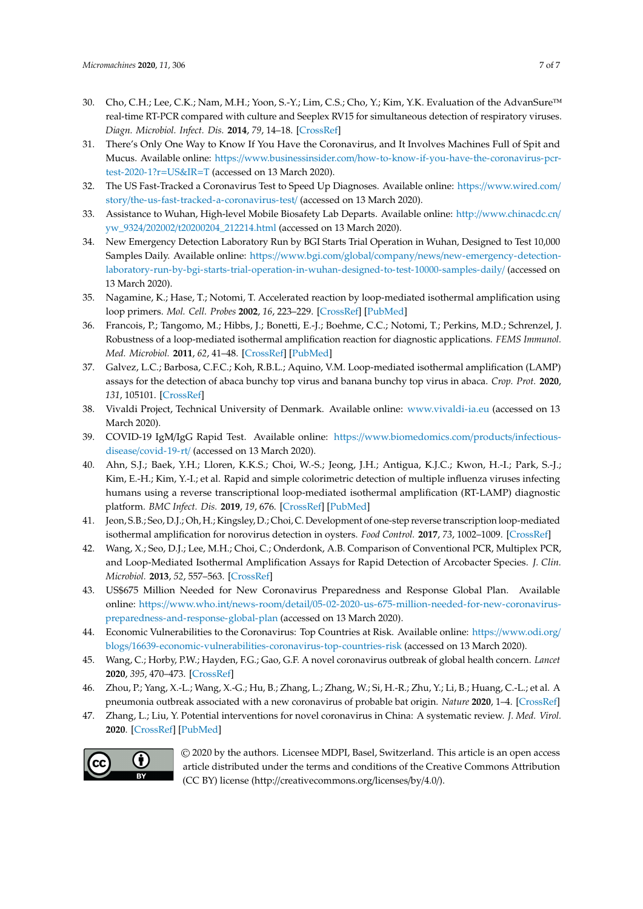30. Cho, C.H.; Lee, C.K.; Nam, M.H.; Yoon, S.-Y.; Lim, C.S.; Cho, Y.; Kim, Y.K. Evaluation of the AdvanSure™ real-time RT-PCR compared with culture and Seeplex RV15 for simultaneous detection of respiratory viruses. *Diagn. Microbiol. Infect. Dis.* **2014**, *79*, 14–18. [CrossRef]
31. There's Only One Way to Know If You Have the Coronavirus, and It Involves Machines Full of Spit and Mucus. Available online: https://www.businessinsider.com/how-to-know-if-you-have-the-coronavirus-pcr-test-2020-1?r=US&IR=T (accessed on 13 March 2020).
32. The US Fast-Tracked a Coronavirus Test to Speed Up Diagnoses. Available online: https://www.wired.com/story/the-us-fast-tracked-a-coronavirus-test/ (accessed on 13 March 2020).
33. Assistance to Wuhan, High-level Mobile Biosafety Lab Departs. Available online: http://www.chinacdc.cn/yw_9324/202002/t20200204_212214.html (accessed on 13 March 2020).
34. New Emergency Detection Laboratory Run by BGI Starts Trial Operation in Wuhan, Designed to Test 10,000 Samples Daily. Available online: https://www.bgi.com/global/company/news/new-emergency-detection-laboratory-run-by-bgi-starts-trial-operation-in-wuhan-designed-to-test-10000-samples-daily/ (accessed on 13 March 2020).
35. Nagamine, K.; Hase, T.; Notomi, T. Accelerated reaction by loop-mediated isothermal amplification using loop primers. *Mol. Cell. Probes* **2002**, *16*, 223–229. [CrossRef] [PubMed]
36. Francois, P.; Tangomo, M.; Hibbs, J.; Bonetti, E.-J.; Boehme, C.C.; Notomi, T.; Perkins, M.D.; Schrenzel, J. Robustness of a loop-mediated isothermal amplification reaction for diagnostic applications. *FEMS Immunol. Med. Microbiol.* **2011**, *62*, 41–48. [CrossRef] [PubMed]
37. Galvez, L.C.; Barbosa, C.F.C.; Koh, R.B.L.; Aquino, V.M. Loop-mediated isothermal amplification (LAMP) assays for the detection of abaca bunchy top virus and banana bunchy top virus in abaca. *Crop. Prot.* **2020**, *131*, 105101. [CrossRef]
38. Vivaldi Project, Technical University of Denmark. Available online: www.vivaldi-ia.eu (accessed on 13 March 2020).
39. COVID-19 IgM/IgG Rapid Test. Available online: https://www.biomedomics.com/products/infectious-disease/covid-19-rt/ (accessed on 13 March 2020).
40. Ahn, S.J.; Baek, Y.H.; Lloren, K.K.S.; Choi, W.-S.; Jeong, J.H.; Antigua, K.J.C.; Kwon, H.-I.; Park, S.-J.; Kim, E.-H.; Kim, Y.-I.; et al. Rapid and simple colorimetric detection of multiple influenza viruses infecting humans using a reverse transcriptional loop-mediated isothermal amplification (RT-LAMP) diagnostic platform. *BMC Infect. Dis.* **2019**, *19*, 676. [CrossRef] [PubMed]
41. Jeon, S.B.; Seo, D.J.; Oh, H.; Kingsley, D.; Choi, C. Development of one-step reverse transcription loop-mediated isothermal amplification for norovirus detection in oysters. *Food Control.* **2017**, *73*, 1002–1009. [CrossRef]
42. Wang, X.; Seo, D.J.; Lee, M.H.; Choi, C.; Onderdonk, A.B. Comparison of Conventional PCR, Multiplex PCR, and Loop-Mediated Isothermal Amplification Assays for Rapid Detection of Arcobacter Species. *J. Clin. Microbiol.* **2013**, *52*, 557–563. [CrossRef]
43. US$675 Million Needed for New Coronavirus Preparedness and Response Global Plan. Available online: https://www.who.int/news-room/detail/05-02-2020-us-675-million-needed-for-new-coronavirus-preparedness-and-response-global-plan (accessed on 13 March 2020).
44. Economic Vulnerabilities to the Coronavirus: Top Countries at Risk. Available online: https://www.odi.org/blogs/16639-economic-vulnerabilities-coronavirus-top-countries-risk (accessed on 13 March 2020).
45. Wang, C.; Horby, P.W.; Hayden, F.G.; Gao, G.F. A novel coronavirus outbreak of global health concern. *Lancet* **2020**, *395*, 470–473. [CrossRef]
46. Zhou, P.; Yang, X.-L.; Wang, X.-G.; Hu, B.; Zhang, L.; Zhang, W.; Si, H.-R.; Zhu, Y.; Li, B.; Huang, C.-L.; et al. A pneumonia outbreak associated with a new coronavirus of probable bat origin. *Nature* **2020**, 1–4. [CrossRef]
47. Zhang, L.; Liu, Y. Potential interventions for novel coronavirus in China: A systematic review. *J. Med. Virol.* **2020**. [CrossRef] [PubMed]

© 2020 by the authors. Licensee MDPI, Basel, Switzerland. This article is an open access article distributed under the terms and conditions of the Creative Commons Attribution (CC BY) license (http://creativecommons.org/licenses/by/4.0/).